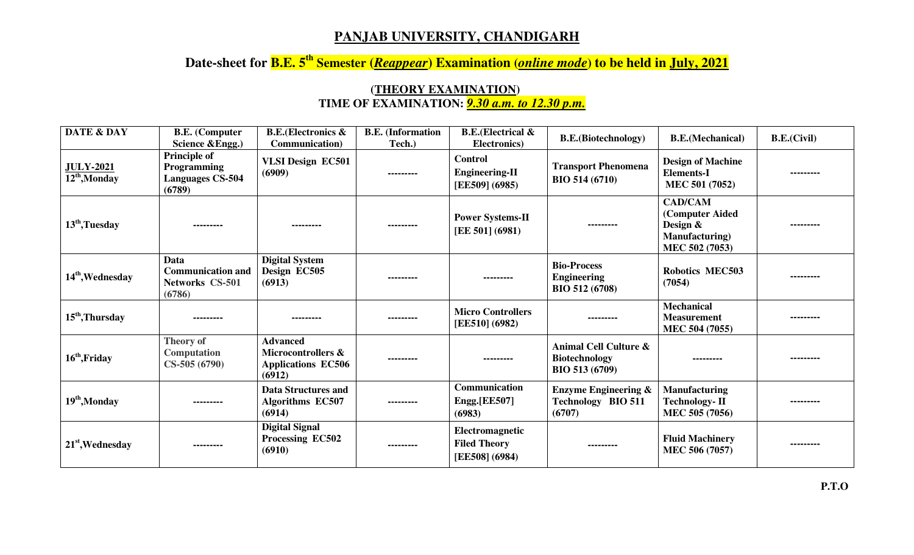# PANJAB UNIVERSITY, CHANDIGARH

## Date-sheet for B.E. 5th Semester (*Reappear*) Examination (*online mode*) to be held in July, 2021

### (THEORY EXAMINATION)
### TIME OF EXAMINATION: *9.30 a.m. to 12.30 p.m.*

| DATE & DAY | B.E. (Computer Science &Engg.) | B.E.(Electronics & Communication) | B.E. (Information Tech.) | B.E.(Electrical & Electronics) | B.E.(Biotechnology) | B.E.(Mechanical) | B.E.(Civil) |
|---|---|---|---|---|---|---|---|
| **JULY-2021** 12th, Monday | Principle of Programming Languages CS-504 (6789) | VLSI Design EC501 (6909) | --------- | Control Engineering-II [EE509] (6985) | Transport Phenomena BIO 514 (6710) | Design of Machine Elements-I MEC 501 (7052) | --------- |
| 13th, Tuesday | --------- | --------- | --------- | Power Systems-II [EE 501] (6981) | --------- | CAD/CAM (Computer Aided Design & Manufacturing) MEC 502 (7053) | --------- |
| 14th, Wednesday | Data Communication and Networks CS-501 (6786) | Digital System Design EC505 (6913) | --------- | --------- | Bio-Process Engineering BIO 512 (6708) | Robotics MEC503 (7054) | --------- |
| 15th, Thursday | --------- | --------- | --------- | Micro Controllers [EE510] (6982) | --------- | Mechanical Measurement MEC 504 (7055) | --------- |
| 16th, Friday | Theory of Computation CS-505 (6790) | Advanced Microcontrollers & Applications EC506 (6912) | --------- | --------- | Animal Cell Culture & Biotechnology BIO 513 (6709) | --------- | --------- |
| 19th, Monday | --------- | Data Structures and Algorithms EC507 (6914) | --------- | Communication Engg.[EE507] (6983) | Enzyme Engineering & Technology BIO 511 (6707) | Manufacturing Technology- II MEC 505 (7056) | --------- |
| 21st, Wednesday | --------- | Digital Signal Processing EC502 (6910) | --------- | Electromagnetic Filed Theory [EE508] (6984) | --------- | Fluid Machinery MEC 506 (7057) | --------- |

**P.T.O**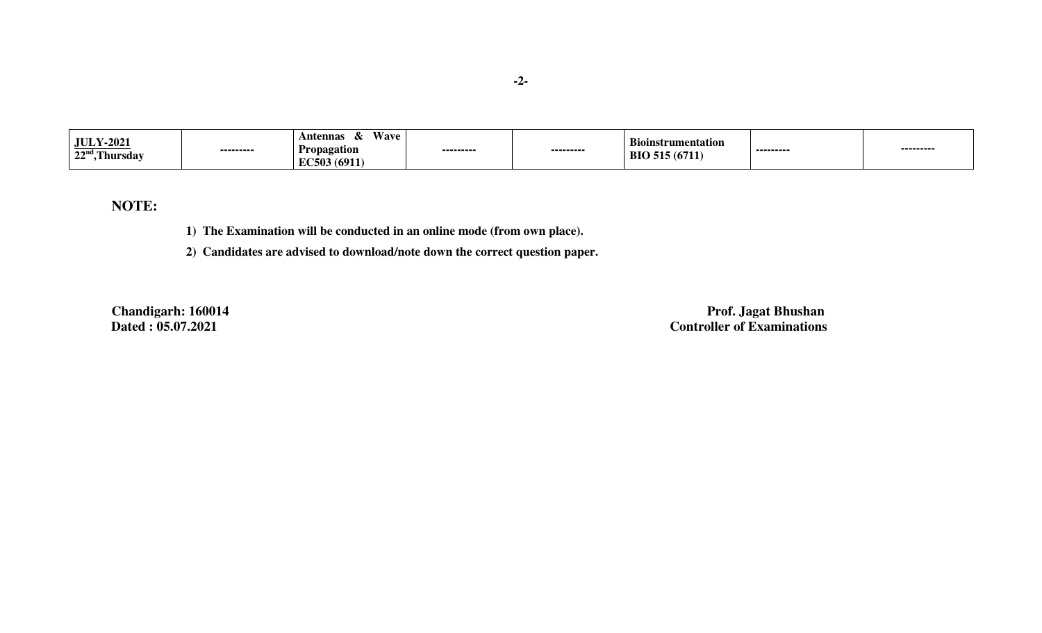| | | | | | | | |
|---|---|---|---|---|---|---|---|
| **JULY-2021** **22nd, Thursday** | --------- | **Antennas & Wave Propagation EC503 (6911)** | --------- | --------- | **Bioinstrumentation BIO 515 (6711)** | --------- | --------- |

**NOTE:**

1) **The Examination will be conducted in an online mode (from own place).**
2) **Candidates are advised to download/note down the correct question paper.**

**Chandigarh: 160014**
**Dated : 05.07.2021**

**Prof. Jagat Bhushan**
**Controller of Examinations**